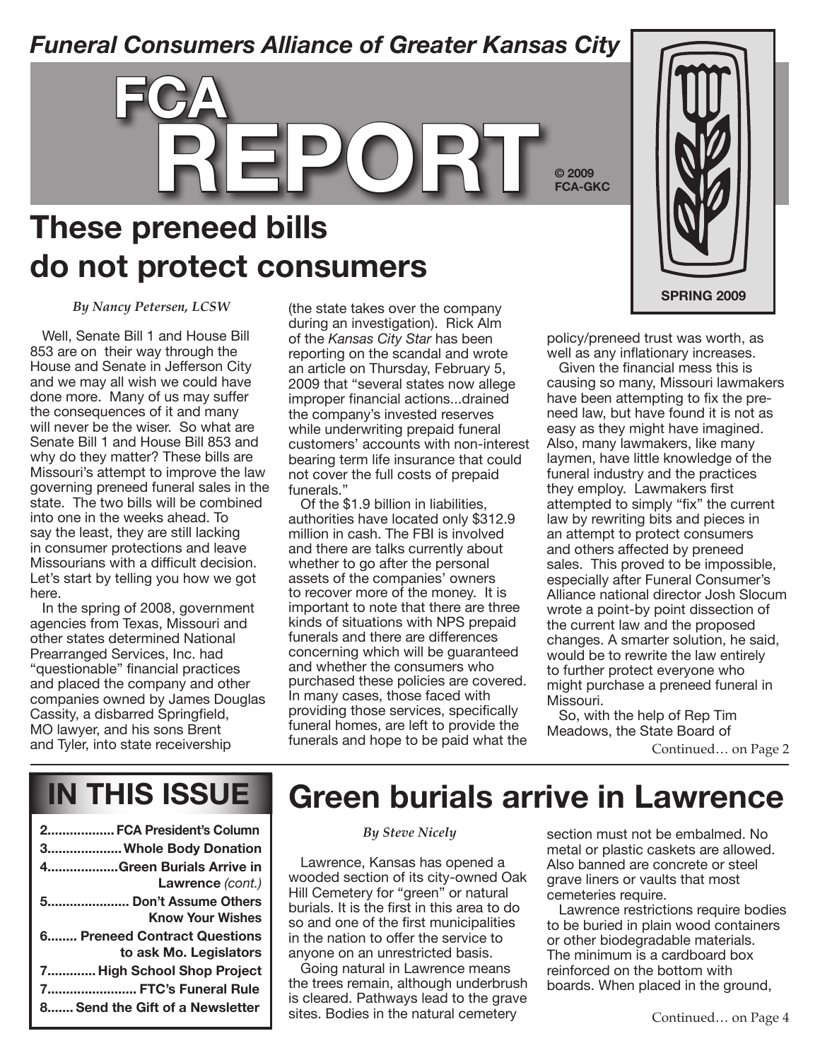*Funeral Consumers Alliance of Greater Kansas City*

# FCA REPORT

© 2009 FCA-GKC

SPRING 2009

## These preneed bills do not protect consumers

*By Nancy Petersen, LCSW*

Well, Senate Bill 1 and House Bill 853 are on their way through the House and Senate in Jefferson City and we may all wish we could have done more. Many of us may suffer the consequences of it and many will never be the wiser. So what are Senate Bill 1 and House Bill 853 and why do they matter? These bills are Missouri's attempt to improve the law governing preneed funeral sales in the state. The two bills will be combined into one in the weeks ahead. To say the least, they are still lacking in consumer protections and leave Missourians with a difficult decision. Let's start by telling you how we got here.

In the spring of 2008, government agencies from Texas, Missouri and other states determined National Prearranged Services, Inc. had "questionable" financial practices and placed the company and other companies owned by James Douglas Cassity, a disbarred Springfield, MO lawyer, and his sons Brent and Tyler, into state receivership (the state takes over the company during an investigation). Rick Alm of the *Kansas City Star* has been reporting on the scandal and wrote an article on Thursday, February 5, 2009 that "several states now allege improper financial actions...drained the company's invested reserves while underwriting prepaid funeral customers' accounts with non-interest bearing term life insurance that could not cover the full costs of prepaid funerals."

Of the $1.9 billion in liabilities, authorities have located only $312.9 million in cash. The FBI is involved and there are talks currently about whether to go after the personal assets of the companies' owners to recover more of the money. It is important to note that there are three kinds of situations with NPS prepaid funerals and there are differences concerning which will be guaranteed and whether the consumers who purchased these policies are covered. In many cases, those faced with providing those services, specifically funeral homes, are left to provide the funerals and hope to be paid what the policy/preneed trust was worth, as well as any inflationary increases.

Given the financial mess this is causing so many, Missouri lawmakers have been attempting to fix the preneed law, but have found it is not as easy as they might have imagined. Also, many lawmakers, like many laymen, have little knowledge of the funeral industry and the practices they employ. Lawmakers first attempted to simply "fix" the current law by rewriting bits and pieces in an attempt to protect consumers and others affected by preneed sales. This proved to be impossible, especially after Funeral Consumer's Alliance national director Josh Slocum wrote a point-by point dissection of the current law and the proposed changes. A smarter solution, he said, would be to rewrite the law entirely to further protect everyone who might purchase a preneed funeral in Missouri.

So, with the help of Rep Tim Meadows, the State Board of

Continued… on Page 2

## IN THIS ISSUE

- 2.................. FCA President's Column
- 3.................... Whole Body Donation
- 4................... Green Burials Arrive in Lawrence *(cont.)*
- 5...................... Don't Assume Others Know Your Wishes
- 6........ Preneed Contract Questions to ask Mo. Legislators
- 7............. High School Shop Project
- 7........................ FTC's Funeral Rule
- 8....... Send the Gift of a Newsletter

## Green burials arrive in Lawrence

*By Steve Nicely*

Lawrence, Kansas has opened a wooded section of its city-owned Oak Hill Cemetery for "green" or natural burials. It is the first in this area to do so and one of the first municipalities in the nation to offer the service to anyone on an unrestricted basis.

Going natural in Lawrence means the trees remain, although underbrush is cleared. Pathways lead to the grave sites. Bodies in the natural cemetery section must not be embalmed. No metal or plastic caskets are allowed. Also banned are concrete or steel grave liners or vaults that most cemeteries require.

Lawrence restrictions require bodies to be buried in plain wood containers or other biodegradable materials. The minimum is a cardboard box reinforced on the bottom with boards. When placed in the ground,

Continued… on Page 4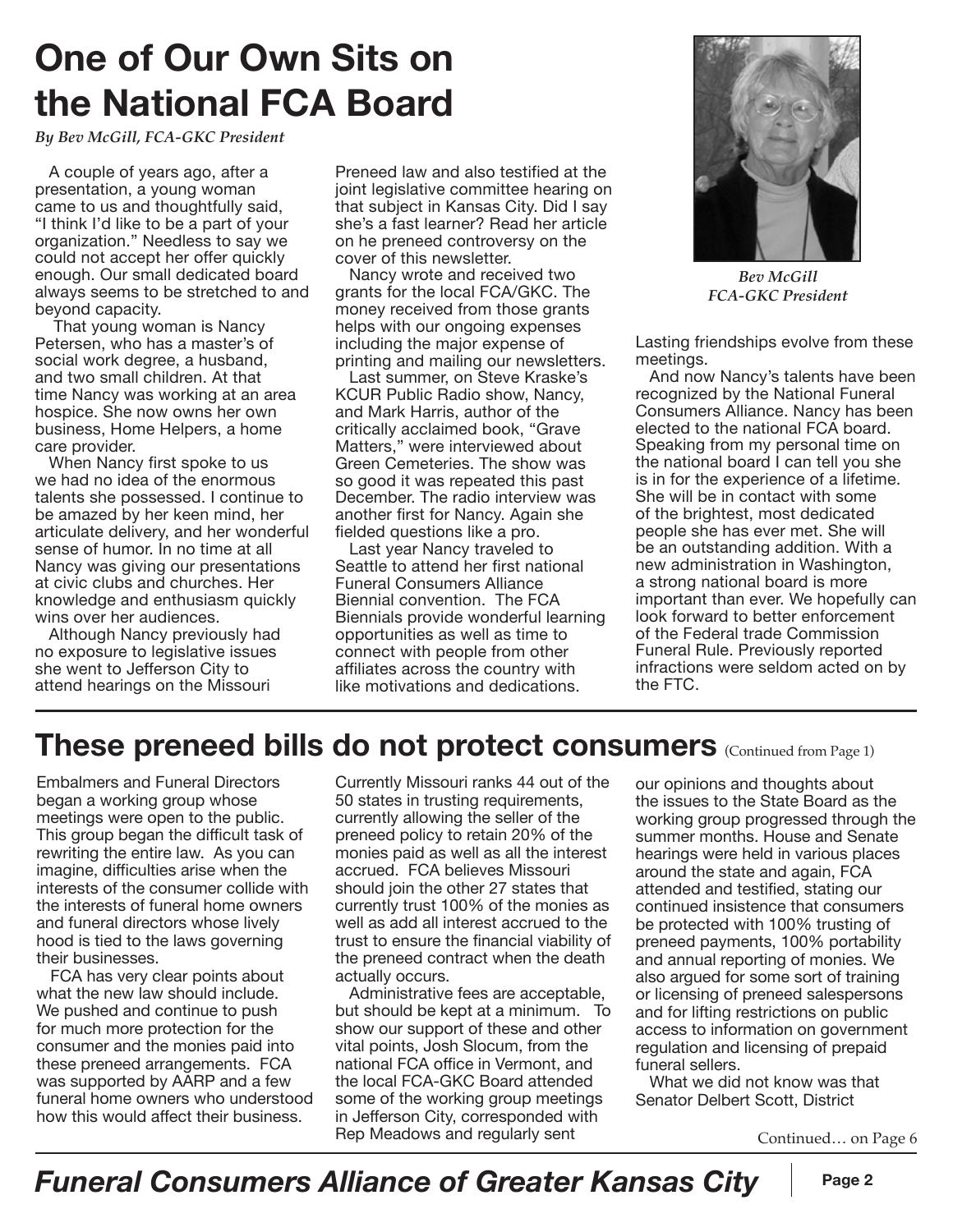# One of Our Own Sits on the National FCA Board

*By Bev McGill, FCA-GKC President*

A couple of years ago, after a presentation, a young woman came to us and thoughtfully said, "I think I'd like to be a part of your organization." Needless to say we could not accept her offer quickly enough. Our small dedicated board always seems to be stretched to and beyond capacity.

That young woman is Nancy Petersen, who has a master's of social work degree, a husband, and two small children. At that time Nancy was working at an area hospice. She now owns her own business, Home Helpers, a home care provider.

When Nancy first spoke to us we had no idea of the enormous talents she possessed. I continue to be amazed by her keen mind, her articulate delivery, and her wonderful sense of humor. In no time at all Nancy was giving our presentations at civic clubs and churches. Her knowledge and enthusiasm quickly wins over her audiences.

Although Nancy previously had no exposure to legislative issues she went to Jefferson City to attend hearings on the Missouri Preneed law and also testified at the joint legislative committee hearing on that subject in Kansas City. Did I say she's a fast learner? Read her article on he preneed controversy on the cover of this newsletter.

Nancy wrote and received two grants for the local FCA/GKC. The money received from those grants helps with our ongoing expenses including the major expense of printing and mailing our newsletters.

Last summer, on Steve Kraske's KCUR Public Radio show, Nancy, and Mark Harris, author of the critically acclaimed book, "Grave Matters," were interviewed about Green Cemeteries. The show was so good it was repeated this past December. The radio interview was another first for Nancy. Again she fielded questions like a pro.

Last year Nancy traveled to Seattle to attend her first national Funeral Consumers Alliance Biennial convention. The FCA Biennials provide wonderful learning opportunities as well as time to connect with people from other affiliates across the country with like motivations and dedications. Lasting friendships evolve from these meetings.

*Bev McGill*
*FCA-GKC President*

And now Nancy's talents have been recognized by the National Funeral Consumers Alliance. Nancy has been elected to the national FCA board. Speaking from my personal time on the national board I can tell you she is in for the experience of a lifetime. She will be in contact with some of the brightest, most dedicated people she has ever met. She will be an outstanding addition. With a new administration in Washington, a strong national board is more important than ever. We hopefully can look forward to better enforcement of the Federal trade Commission Funeral Rule. Previously reported infractions were seldom acted on by the FTC.

# These preneed bills do not protect consumers (Continued from Page 1)

Embalmers and Funeral Directors began a working group whose meetings were open to the public. This group began the difficult task of rewriting the entire law. As you can imagine, difficulties arise when the interests of the consumer collide with the interests of funeral home owners and funeral directors whose lively hood is tied to the laws governing their businesses.

FCA has very clear points about what the new law should include. We pushed and continue to push for much more protection for the consumer and the monies paid into these preneed arrangements. FCA was supported by AARP and a few funeral home owners who understood how this would affect their business.

Currently Missouri ranks 44 out of the 50 states in trusting requirements, currently allowing the seller of the preneed policy to retain 20% of the monies paid as well as all the interest accrued. FCA believes Missouri should join the other 27 states that currently trust 100% of the monies as well as add all interest accrued to the trust to ensure the financial viability of the preneed contract when the death actually occurs.

Administrative fees are acceptable, but should be kept at a minimum. To show our support of these and other vital points, Josh Slocum, from the national FCA office in Vermont, and the local FCA-GKC Board attended some of the working group meetings in Jefferson City, corresponded with Rep Meadows and regularly sent our opinions and thoughts about the issues to the State Board as the working group progressed through the summer months. House and Senate hearings were held in various places around the state and again, FCA attended and testified, stating our continued insistence that consumers be protected with 100% trusting of preneed payments, 100% portability and annual reporting of monies. We also argued for some sort of training or licensing of preneed salespersons and for lifting restrictions on public access to information on government regulation and licensing of prepaid funeral sellers.

What we did not know was that Senator Delbert Scott, District

Continued… on Page 6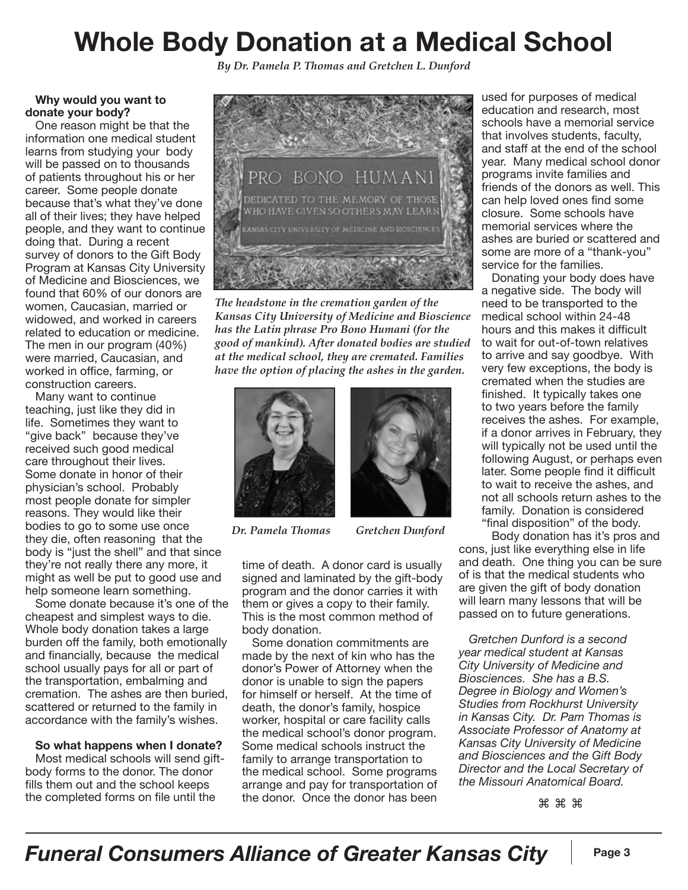# Whole Body Donation at a Medical School

*By Dr. Pamela P. Thomas and Gretchen L. Dunford*

**Why would you want to donate your body?**

One reason might be that the information one medical student learns from studying your body will be passed on to thousands of patients throughout his or her career. Some people donate because that's what they've done all of their lives; they have helped people, and they want to continue doing that. During a recent survey of donors to the Gift Body Program at Kansas City University of Medicine and Biosciences, we found that 60% of our donors are women, Caucasian, married or widowed, and worked in careers related to education or medicine. The men in our program (40%) were married, Caucasian, and worked in office, farming, or construction careers.

Many want to continue teaching, just like they did in life. Sometimes they want to "give back" because they've received such good medical care throughout their lives. Some donate in honor of their physician's school. Probably most people donate for simpler reasons. They would like their bodies to go to some use once they die, often reasoning that the body is "just the shell" and that since they're not really there any more, it might as well be put to good use and help someone learn something.

Some donate because it's one of the cheapest and simplest ways to die. Whole body donation takes a large burden off the family, both emotionally and financially, because the medical school usually pays for all or part of the transportation, embalming and cremation. The ashes are then buried, scattered or returned to the family in accordance with the family's wishes.

*The headstone in the cremation garden of the Kansas City University of Medicine and Bioscience has the Latin phrase Pro Bono Humani (for the good of mankind). After donated bodies are studied at the medical school, they are cremated. Families have the option of placing the ashes in the garden.*

*Dr. Pamela Thomas* *Gretchen Dunford*

**So what happens when I donate?**

Most medical schools will send gift-body forms to the donor. The donor fills them out and the school keeps the completed forms on file until the time of death. A donor card is usually signed and laminated by the gift-body program and the donor carries it with them or gives a copy to their family. This is the most common method of body donation.

Some donation commitments are made by the next of kin who has the donor's Power of Attorney when the donor is unable to sign the papers for himself or herself. At the time of death, the donor's family, hospice worker, hospital or care facility calls the medical school's donor program. Some medical schools instruct the family to arrange transportation to the medical school. Some programs arrange and pay for transportation of the donor. Once the donor has been used for purposes of medical education and research, most schools have a memorial service that involves students, faculty, and staff at the end of the school year. Many medical school donor programs invite families and friends of the donors as well. This can help loved ones find some closure. Some schools have memorial services where the ashes are buried or scattered and some are more of a "thank-you" service for the families.

Donating your body does have a negative side. The body will need to be transported to the medical school within 24-48 hours and this makes it difficult to wait for out-of-town relatives to arrive and say goodbye. With very few exceptions, the body is cremated when the studies are finished. It typically takes one to two years before the family receives the ashes. For example, if a donor arrives in February, they will typically not be used until the following August, or perhaps even later. Some people find it difficult to wait to receive the ashes, and not all schools return ashes to the family. Donation is considered "final disposition" of the body.

Body donation has it's pros and cons, just like everything else in life and death. One thing you can be sure of is that the medical students who are given the gift of body donation will learn many lessons that will be passed on to future generations.

*Gretchen Dunford is a second year medical student at Kansas City University of Medicine and Biosciences. She has a B.S. Degree in Biology and Women's Studies from Rockhurst University in Kansas City. Dr. Pam Thomas is Associate Professor of Anatomy at Kansas City University of Medicine and Biosciences and the Gift Body Director and the Local Secretary of the Missouri Anatomical Board.*

⌘ ⌘ ⌘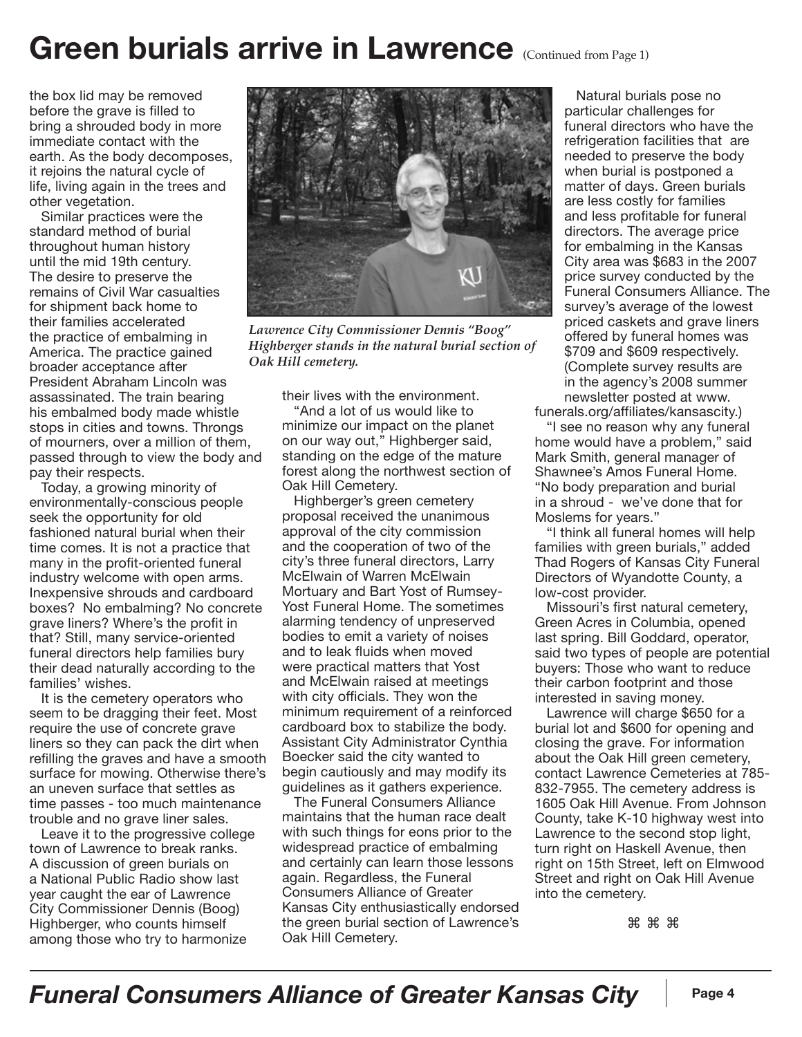# Green burials arrive in Lawrence (Continued from Page 1)

the box lid may be removed before the grave is filled to bring a shrouded body in more immediate contact with the earth. As the body decomposes, it rejoins the natural cycle of life, living again in the trees and other vegetation.

Similar practices were the standard method of burial throughout human history until the mid 19th century. The desire to preserve the remains of Civil War casualties for shipment back home to their families accelerated the practice of embalming in America. The practice gained broader acceptance after President Abraham Lincoln was assassinated. The train bearing his embalmed body made whistle stops in cities and towns. Throngs of mourners, over a million of them, passed through to view the body and pay their respects.

Today, a growing minority of environmentally-conscious people seek the opportunity for old fashioned natural burial when their time comes. It is not a practice that many in the profit-oriented funeral industry welcome with open arms. Inexpensive shrouds and cardboard boxes? No embalming? No concrete grave liners? Where's the profit in that? Still, many service-oriented funeral directors help families bury their dead naturally according to the families' wishes.

It is the cemetery operators who seem to be dragging their feet. Most require the use of concrete grave liners so they can pack the dirt when refilling the graves and have a smooth surface for mowing. Otherwise there's an uneven surface that settles as time passes - too much maintenance trouble and no grave liner sales.

Leave it to the progressive college town of Lawrence to break ranks. A discussion of green burials on a National Public Radio show last year caught the ear of Lawrence City Commissioner Dennis (Boog) Highberger, who counts himself among those who try to harmonize their lives with the environment.

*Lawrence City Commissioner Dennis "Boog" Highberger stands in the natural burial section of Oak Hill cemetery.*

"And a lot of us would like to minimize our impact on the planet on our way out," Highberger said, standing on the edge of the mature forest along the northwest section of Oak Hill Cemetery.

Highberger's green cemetery proposal received the unanimous approval of the city commission and the cooperation of two of the city's three funeral directors, Larry McElwain of Warren McElwain Mortuary and Bart Yost of Rumsey-Yost Funeral Home. The sometimes alarming tendency of unpreserved bodies to emit a variety of noises and to leak fluids when moved were practical matters that Yost and McElwain raised at meetings with city officials. They won the minimum requirement of a reinforced cardboard box to stabilize the body. Assistant City Administrator Cynthia Boecker said the city wanted to begin cautiously and may modify its guidelines as it gathers experience.

The Funeral Consumers Alliance maintains that the human race dealt with such things for eons prior to the widespread practice of embalming and certainly can learn those lessons again. Regardless, the Funeral Consumers Alliance of Greater Kansas City enthusiastically endorsed the green burial section of Lawrence's Oak Hill Cemetery.

Natural burials pose no particular challenges for funeral directors who have the refrigeration facilities that are needed to preserve the body when burial is postponed a matter of days. Green burials are less costly for families and less profitable for funeral directors. The average price for embalming in the Kansas City area was $683 in the 2007 price survey conducted by the Funeral Consumers Alliance. The survey's average of the lowest priced caskets and grave liners offered by funeral homes was $709 and $609 respectively. (Complete survey results are in the agency's 2008 summer newsletter posted at www.funerals.org/affiliates/kansascity.)

"I see no reason why any funeral home would have a problem," said Mark Smith, general manager of Shawnee's Amos Funeral Home. "No body preparation and burial in a shroud - we've done that for Moslems for years."

"I think all funeral homes will help families with green burials," added Thad Rogers of Kansas City Funeral Directors of Wyandotte County, a low-cost provider.

Missouri's first natural cemetery, Green Acres in Columbia, opened last spring. Bill Goddard, operator, said two types of people are potential buyers: Those who want to reduce their carbon footprint and those interested in saving money.

Lawrence will charge $650 for a burial lot and $600 for opening and closing the grave. For information about the Oak Hill green cemetery, contact Lawrence Cemeteries at 785-832-7955. The cemetery address is 1605 Oak Hill Avenue. From Johnson County, take K-10 highway west into Lawrence to the second stop light, turn right on Haskell Avenue, then right on 15th Street, left on Elmwood Street and right on Oak Hill Avenue into the cemetery.

⌘ ⌘ ⌘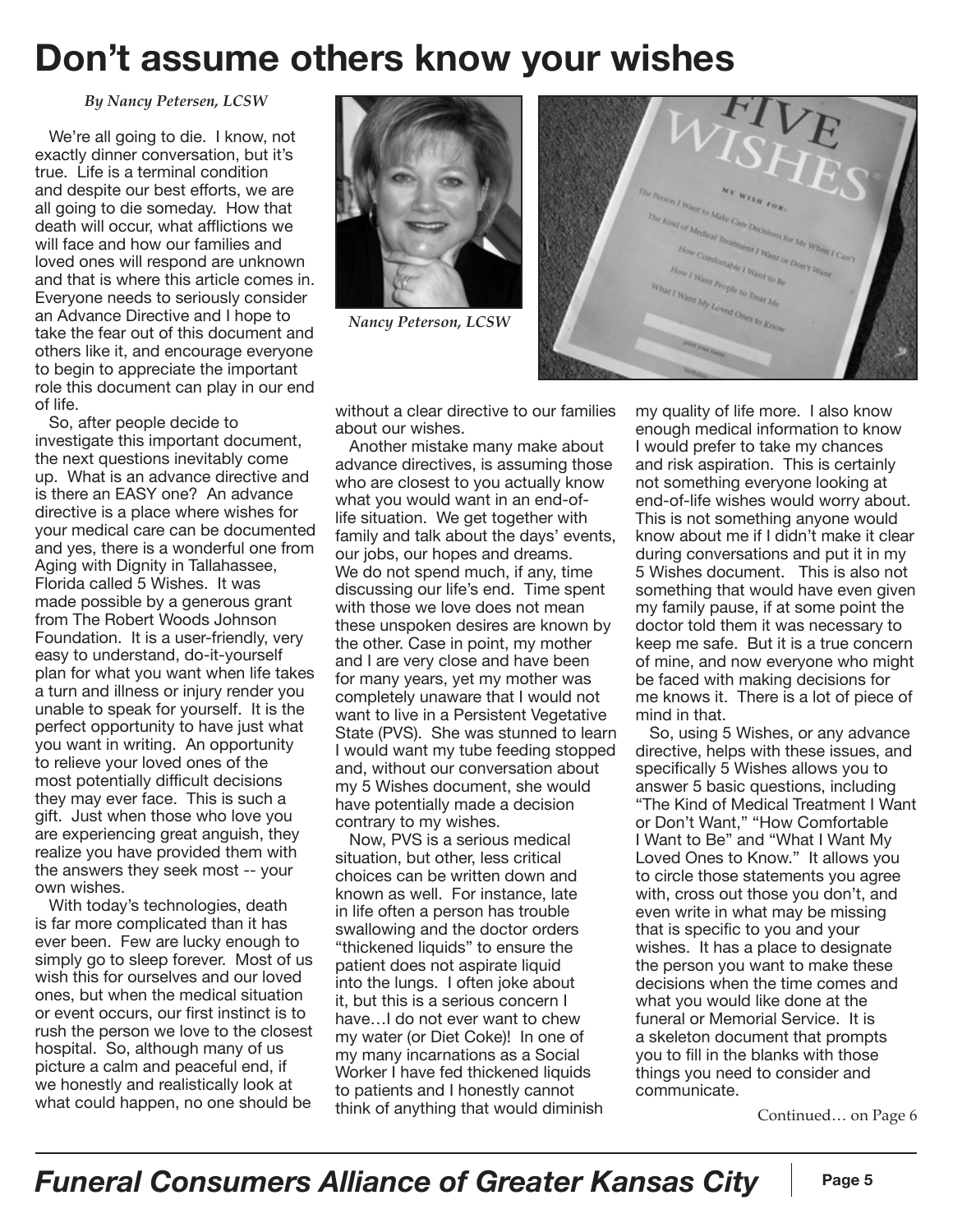# Don't assume others know your wishes

*By Nancy Petersen, LCSW*

We're all going to die. I know, not exactly dinner conversation, but it's true. Life is a terminal condition and despite our best efforts, we are all going to die someday. How that death will occur, what afflictions we will face and how our families and loved ones will respond are unknown and that is where this article comes in. Everyone needs to seriously consider an Advance Directive and I hope to take the fear out of this document and others like it, and encourage everyone to begin to appreciate the important role this document can play in our end of life.

So, after people decide to investigate this important document, the next questions inevitably come up. What is an advance directive and is there an EASY one? An advance directive is a place where wishes for your medical care can be documented and yes, there is a wonderful one from Aging with Dignity in Tallahassee, Florida called 5 Wishes. It was made possible by a generous grant from The Robert Woods Johnson Foundation. It is a user-friendly, very easy to understand, do-it-yourself plan for what you want when life takes a turn and illness or injury render you unable to speak for yourself. It is the perfect opportunity to have just what you want in writing. An opportunity to relieve your loved ones of the most potentially difficult decisions they may ever face. This is such a gift. Just when those who love you are experiencing great anguish, they realize you have provided them with the answers they seek most -- your own wishes.

With today's technologies, death is far more complicated than it has ever been. Few are lucky enough to simply go to sleep forever. Most of us wish this for ourselves and our loved ones, but when the medical situation or event occurs, our first instinct is to rush the person we love to the closest hospital. So, although many of us picture a calm and peaceful end, if we honestly and realistically look at what could happen, no one should be without a clear directive to our families about our wishes.

*Nancy Peterson, LCSW*

Another mistake many make about advance directives, is assuming those who are closest to you actually know what you would want in an end-of-life situation. We get together with family and talk about the days' events, our jobs, our hopes and dreams. We do not spend much, if any, time discussing our life's end. Time spent with those we love does not mean these unspoken desires are known by the other. Case in point, my mother and I are very close and have been for many years, yet my mother was completely unaware that I would not want to live in a Persistent Vegetative State (PVS). She was stunned to learn I would want my tube feeding stopped and, without our conversation about my 5 Wishes document, she would have potentially made a decision contrary to my wishes.

Now, PVS is a serious medical situation, but other, less critical choices can be written down and known as well. For instance, late in life often a person has trouble swallowing and the doctor orders "thickened liquids" to ensure the patient does not aspirate liquid into the lungs. I often joke about it, but this is a serious concern I have…I do not ever want to chew my water (or Diet Coke)! In one of my many incarnations as a Social Worker I have fed thickened liquids to patients and I honestly cannot think of anything that would diminish my quality of life more. I also know enough medical information to know I would prefer to take my chances and risk aspiration. This is certainly not something everyone looking at end-of-life wishes would worry about. This is not something anyone would know about me if I didn't make it clear during conversations and put it in my 5 Wishes document. This is also not something that would have even given my family pause, if at some point the doctor told them it was necessary to keep me safe. But it is a true concern of mine, and now everyone who might be faced with making decisions for me knows it. There is a lot of piece of mind in that.

So, using 5 Wishes, or any advance directive, helps with these issues, and specifically 5 Wishes allows you to answer 5 basic questions, including "The Kind of Medical Treatment I Want or Don't Want," "How Comfortable I Want to Be" and "What I Want My Loved Ones to Know." It allows you to circle those statements you agree with, cross out those you don't, and even write in what may be missing that is specific to you and your wishes. It has a place to designate the person you want to make these decisions when the time comes and what you would like done at the funeral or Memorial Service. It is a skeleton document that prompts you to fill in the blanks with those things you need to consider and communicate.

Continued… on Page 6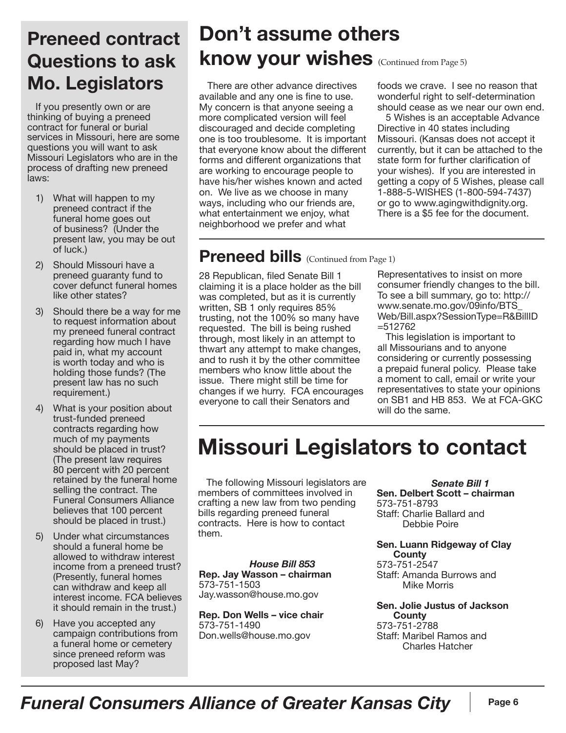## Preneed contract Questions to ask Mo. Legislators

If you presently own or are thinking of buying a preneed contract for funeral or burial services in Missouri, here are some questions you will want to ask Missouri Legislators who are in the process of drafting new preneed laws:

1) What will happen to my preneed contract if the funeral home goes out of business? (Under the present law, you may be out of luck.)
2) Should Missouri have a preneed guaranty fund to cover defunct funeral homes like other states?
3) Should there be a way for me to request information about my preneed funeral contract regarding how much I have paid in, what my account is worth today and who is holding those funds? (The present law has no such requirement.)
4) What is your position about trust-funded preneed contracts regarding how much of my payments should be placed in trust? (The present law requires 80 percent with 20 percent retained by the funeral home selling the contract. The Funeral Consumers Alliance believes that 100 percent should be placed in trust.)
5) Under what circumstances should a funeral home be allowed to withdraw interest income from a preneed trust? (Presently, funeral homes can withdraw and keep all interest income. FCA believes it should remain in the trust.)
6) Have you accepted any campaign contributions from a funeral home or cemetery since preneed reform was proposed last May?

# Don't assume others know your wishes (Continued from Page 5)

There are other advance directives available and any one is fine to use. My concern is that anyone seeing a more complicated version will feel discouraged and decide completing one is too troublesome. It is important that everyone know about the different forms and different organizations that are working to encourage people to have his/her wishes known and acted on. We live as we choose in many ways, including who our friends are, what entertainment we enjoy, what neighborhood we prefer and what foods we crave. I see no reason that wonderful right to self-determination should cease as we near our own end.

5 Wishes is an acceptable Advance Directive in 40 states including Missouri. (Kansas does not accept it currently, but it can be attached to the state form for further clarification of your wishes). If you are interested in getting a copy of 5 Wishes, please call 1-888-5-WISHES (1-800-594-7437) or go to www.agingwithdignity.org. There is a $5 fee for the document.

## Preneed bills (Continued from Page 1)

28 Republican, filed Senate Bill 1 claiming it is a place holder as the bill was completed, but as it is currently written, SB 1 only requires 85% trusting, not the 100% so many have requested. The bill is being rushed through, most likely in an attempt to thwart any attempt to make changes, and to rush it by the other committee members who know little about the issue. There might still be time for changes if we hurry. FCA encourages everyone to call their Senators and Representatives to insist on more consumer friendly changes to the bill. To see a bill summary, go to: http://www.senate.mo.gov/09info/BTS_Web/Bill.aspx?SessionType=R&BillID=512762

This legislation is important to all Missourians and to anyone considering or currently possessing a prepaid funeral policy. Please take a moment to call, email or write your representatives to state your opinions on SB1 and HB 853. We at FCA-GKC will do the same.

# Missouri Legislators to contact

The following Missouri legislators are members of committees involved in crafting a new law from two pending bills regarding preneed funeral contracts. Here is how to contact them.

***House Bill 853***

**Rep. Jay Wasson – chairman**
573-751-1503
Jay.wasson@house.mo.gov

**Rep. Don Wells – vice chair**
573-751-1490
Don.wells@house.mo.gov

***Senate Bill 1***

**Sen. Delbert Scott – chairman**
573-751-8793
Staff: Charlie Ballard and Debbie Poire

**Sen. Luann Ridgeway of Clay County**
573-751-2547
Staff: Amanda Burrows and Mike Morris

**Sen. Jolie Justus of Jackson County**
573-751-2788
Staff: Maribel Ramos and Charles Hatcher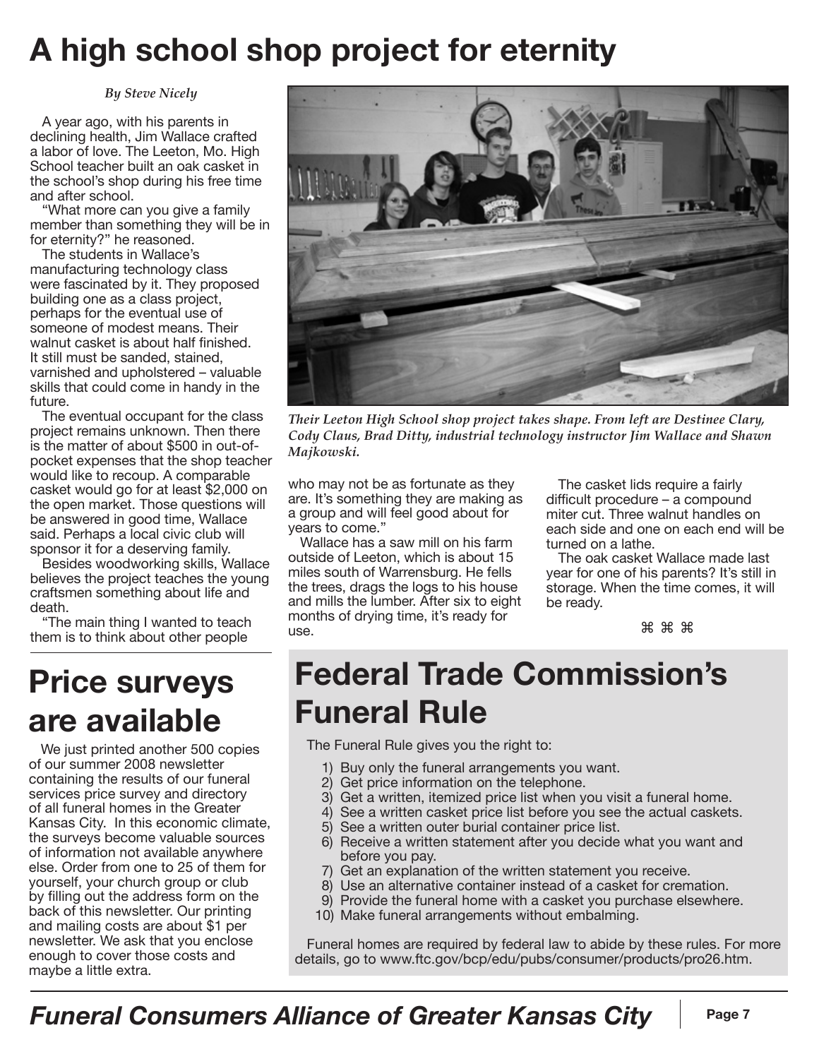# A high school shop project for eternity

*By Steve Nicely*

A year ago, with his parents in declining health, Jim Wallace crafted a labor of love. The Leeton, Mo. High School teacher built an oak casket in the school's shop during his free time and after school.

"What more can you give a family member than something they will be in for eternity?" he reasoned.

The students in Wallace's manufacturing technology class were fascinated by it. They proposed building one as a class project, perhaps for the eventual use of someone of modest means. Their walnut casket is about half finished. It still must be sanded, stained, varnished and upholstered – valuable skills that could come in handy in the future.

The eventual occupant for the class project remains unknown. Then there is the matter of about $500 in out-of-pocket expenses that the shop teacher would like to recoup. A comparable casket would go for at least $2,000 on the open market. Those questions will be answered in good time, Wallace said. Perhaps a local civic club will sponsor it for a deserving family.

Besides woodworking skills, Wallace believes the project teaches the young craftsmen something about life and death.

"The main thing I wanted to teach them is to think about other people who may not be as fortunate as they are. It's something they are making as a group and will feel good about for years to come."

*Their Leeton High School shop project takes shape. From left are Destinee Clary, Cody Claus, Brad Ditty, industrial technology instructor Jim Wallace and Shawn Majkowski.*

Wallace has a saw mill on his farm outside of Leeton, which is about 15 miles south of Warrensburg. He fells the trees, drags the logs to his house and mills the lumber. After six to eight months of drying time, it's ready for use.

The casket lids require a fairly difficult procedure – a compound miter cut. Three walnut handles on each side and one on each end will be turned on a lathe.

The oak casket Wallace made last year for one of his parents? It's still in storage. When the time comes, it will be ready.

⌘ ⌘ ⌘

# Price surveys are available

We just printed another 500 copies of our summer 2008 newsletter containing the results of our funeral services price survey and directory of all funeral homes in the Greater Kansas City. In this economic climate, the surveys become valuable sources of information not available anywhere else. Order from one to 25 of them for yourself, your church group or club by filling out the address form on the back of this newsletter. Our printing and mailing costs are about $1 per newsletter. We ask that you enclose enough to cover those costs and maybe a little extra.

# Federal Trade Commission's Funeral Rule

The Funeral Rule gives you the right to:

1) Buy only the funeral arrangements you want.
2) Get price information on the telephone.
3) Get a written, itemized price list when you visit a funeral home.
4) See a written casket price list before you see the actual caskets.
5) See a written outer burial container price list.
6) Receive a written statement after you decide what you want and before you pay.
7) Get an explanation of the written statement you receive.
8) Use an alternative container instead of a casket for cremation.
9) Provide the funeral home with a casket you purchase elsewhere.
10) Make funeral arrangements without embalming.

Funeral homes are required by federal law to abide by these rules. For more details, go to www.ftc.gov/bcp/edu/pubs/consumer/products/pro26.htm.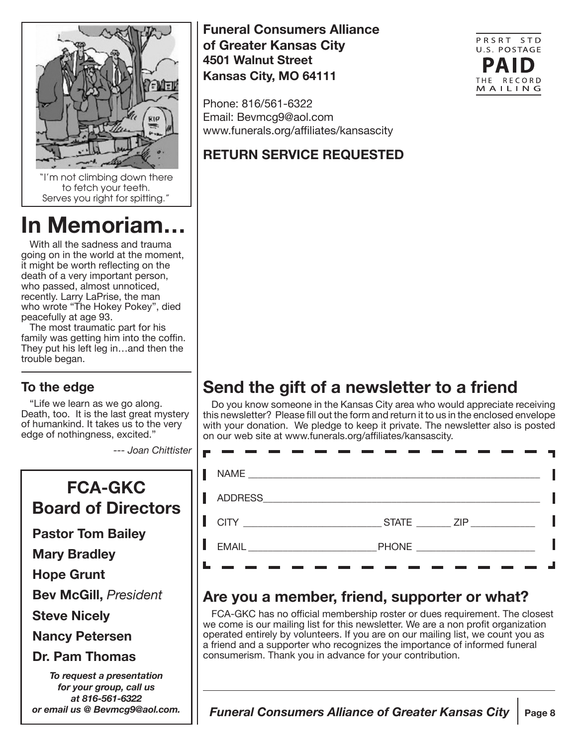"I'm not climbing down there to fetch your teeth. Serves you right for spitting."

# In Memoriam…

With all the sadness and trauma going on in the world at the moment, it might be worth reflecting on the death of a very important person, who passed, almost unnoticed, recently. Larry LaPrise, the man who wrote "The Hokey Pokey", died peacefully at age 93.

The most traumatic part for his family was getting him into the coffin. They put his left leg in…and then the trouble began.

## To the edge

"Life we learn as we go along. Death, too. It is the last great mystery of humankind. It takes us to the very edge of nothingness, excited."

*--- Joan Chittister*

## FCA-GKC Board of Directors

**Pastor Tom Bailey**

**Mary Bradley**

**Hope Grunt**

**Bev McGill,** *President*

**Steve Nicely**

**Nancy Petersen**

**Dr. Pam Thomas**

***To request a presentation for your group, call us at 816-561-6322 or email us @ Bevmcg9@aol.com.***

**Funeral Consumers Alliance of Greater Kansas City**
**4501 Walnut Street**
**Kansas City, MO 64111**

Phone: 816/561-6322
Email: Bevmcg9@aol.com
www.funerals.org/affiliates/kansascity

**RETURN SERVICE REQUESTED**

PRSRT STD
U.S. POSTAGE
**PAID**
THE RECORD MAILING

## Send the gift of a newsletter to a friend

Do you know someone in the Kansas City area who would appreciate receiving this newsletter? Please fill out the form and return it to us in the enclosed envelope with your donation. We pledge to keep it private. The newsletter also is posted on our web site at www.funerals.org/affiliates/kansascity.

NAME ______________________________

ADDRESS ______________________________

CITY ______________ STATE ______ ZIP __________

EMAIL ______________ PHONE ______________

## Are you a member, friend, supporter or what?

FCA-GKC has no official membership roster or dues requirement. The closest we come is our mailing list for this newsletter. We are a non profit organization operated entirely by volunteers. If you are on our mailing list, we count you as a friend and a supporter who recognizes the importance of informed funeral consumerism. Thank you in advance for your contribution.